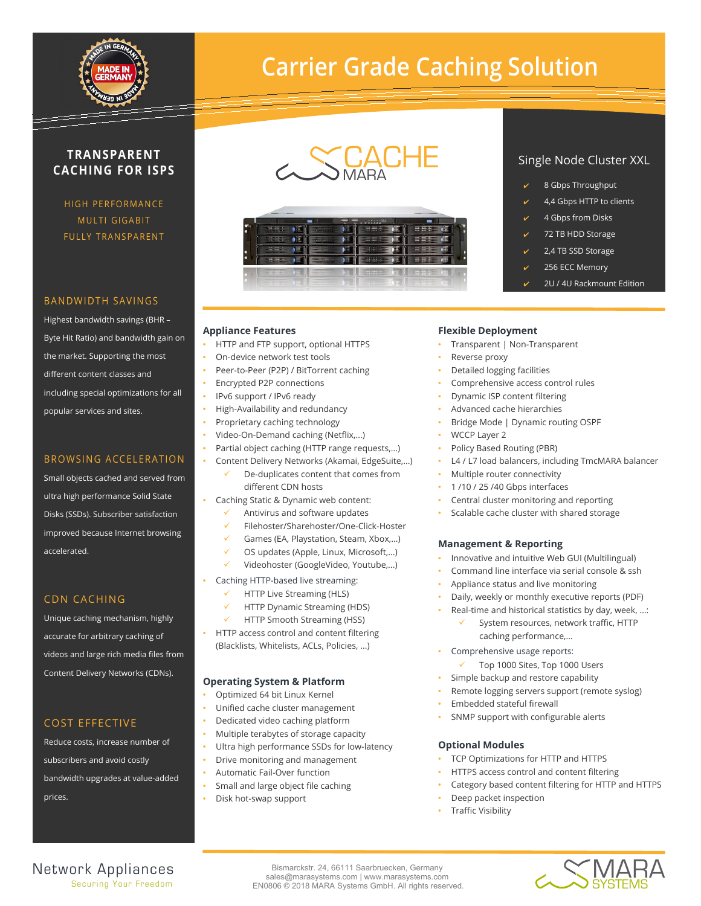# Carrier Grade Caching Solution

## TRANSPARENT CACHING FOR ISPS

HIGH PERFORMANCE
MULTI GIGABIT
FULLY TRANSPARENT

### BANDWIDTH SAVINGS

Highest bandwidth savings (BHR – Byte Hit Ratio) and bandwidth gain on the market. Supporting the most different content classes and including special optimizations for all popular services and sites.

### BROWSING ACCELERATION

Small objects cached and served from ultra high performance Solid State Disks (SSDs). Subscriber satisfaction improved because Internet browsing accelerated.

### CDN CACHING

Unique caching mechanism, highly accurate for arbitrary caching of videos and large rich media files from Content Delivery Networks (CDNs).

### COST EFFECTIVE

Reduce costs, increase number of subscribers and avoid costly bandwidth upgrades at value-added prices.

CACHE MARA

## Single Node Cluster XXL

- ✔ 8 Gbps Throughput
- ✔ 4,4 Gbps HTTP to clients
- ✔ 4 Gbps from Disks
- ✔ 72 TB HDD Storage
- ✔ 2,4 TB SSD Storage
- ✔ 256 ECC Memory
- ✔ 2U / 4U Rackmount Edition

### Appliance Features

- HTTP and FTP support, optional HTTPS
- On-device network test tools
- Peer-to-Peer (P2P) / BitTorrent caching
- Encrypted P2P connections
- IPv6 support / IPv6 ready
- High-Availability and redundancy
- Proprietary caching technology
- Video-On-Demand caching (Netflix,...)
- Partial object caching (HTTP range requests,...)
- Content Delivery Networks (Akamai, EdgeSuite,...)
  - ✓ De-duplicates content that comes from different CDN hosts
- Caching Static & Dynamic web content:
  - ✓ Antivirus and software updates
  - ✓ Filehoster/Sharehoster/One-Click-Hoster
  - ✓ Games (EA, Playstation, Steam, Xbox,...)
  - ✓ OS updates (Apple, Linux, Microsoft,...)
  - ✓ Videohoster (GoogleVideo, Youtube,...)
- Caching HTTP-based live streaming:
  - ✓ HTTP Live Streaming (HLS)
  - ✓ HTTP Dynamic Streaming (HDS)
  - ✓ HTTP Smooth Streaming (HSS)
- HTTP access control and content filtering (Blacklists, Whitelists, ACLs, Policies, ...)

### Operating System & Platform

- Optimized 64 bit Linux Kernel
- Unified cache cluster management
- Dedicated video caching platform
- Multiple terabytes of storage capacity
- Ultra high performance SSDs for low-latency
- Drive monitoring and management
- Automatic Fail-Over function
- Small and large object file caching
- Disk hot-swap support

### Flexible Deployment

- Transparent | Non-Transparent
- Reverse proxy
- Detailed logging facilities
- Comprehensive access control rules
- Dynamic ISP content filtering
- Advanced cache hierarchies
- Bridge Mode | Dynamic routing OSPF
- WCCP Layer 2
- Policy Based Routing (PBR)
- L4 / L7 load balancers, including TmcMARA balancer
- Multiple router connectivity
- 1 /10 / 25 /40 Gbps interfaces
- Central cluster monitoring and reporting
- Scalable cache cluster with shared storage

### Management & Reporting

- Innovative and intuitive Web GUI (Multilingual)
- Command line interface via serial console & ssh
- Appliance status and live monitoring
- Daily, weekly or monthly executive reports (PDF)
- Real-time and historical statistics by day, week, ...:
  - ✓ System resources, network traffic, HTTP caching performance,...
- Comprehensive usage reports:
  - ✓ Top 1000 Sites, Top 1000 Users
- Simple backup and restore capability
- Remote logging servers support (remote syslog)
- Embedded stateful firewall
- SNMP support with configurable alerts

### Optional Modules

- TCP Optimizations for HTTP and HTTPS
- HTTPS access control and content filtering
- Category based content filtering for HTTP and HTTPS
- Deep packet inspection
- Traffic Visibility

Network Appliances
Securing Your Freedom

Bismarckstr. 24, 66111 Saarbruecken, Germany
sales@marasystems.com | www.marasystems.com
EN0806 © 2018 MARA Systems GmbH. All rights reserved.

MARA SYSTEMS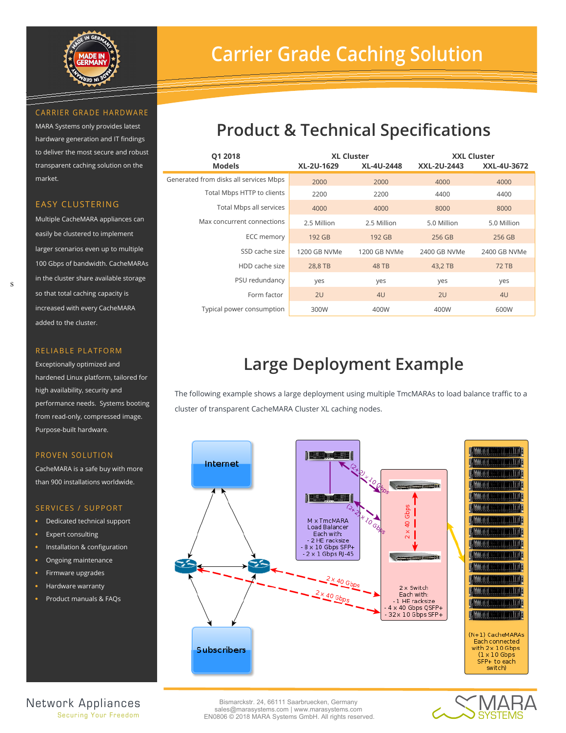# Carrier Grade Caching Solution

## CARRIER GRADE HARDWARE

MARA Systems only provides latest hardware generation and IT findings to deliver the most secure and robust transparent caching solution on the market.

## EASY CLUSTERING

Multiple CacheMARA appliances can easily be clustered to implement larger scenarios even up to multiple 100 Gbps of bandwidth. CacheMARAs in the cluster share available storage so that total caching capacity is increased with every CacheMARA added to the cluster.

## RELIABLE PLATFORM

Exceptionally optimized and hardened Linux platform, tailored for high availability, security and performance needs. Systems booting from read-only, compressed image. Purpose-built hardware.

## PROVEN SOLUTION

CacheMARA is a safe buy with more than 900 installations worldwide.

## SERVICES / SUPPORT

- Dedicated technical support
- Expert consulting
- Installation & configuration
- Ongoing maintenance
- Firmware upgrades
- Hardware warranty
- Product manuals & FAQs

## Product & Technical Specifications

| Q1 2018 Models | XL Cluster XL-2U-1629 | XL-4U-2448 | XXL Cluster XXL-2U-2443 | XXL-4U-3672 |
|---|---|---|---|---|
| Generated from disks all services Mbps | 2000 | 2000 | 4000 | 4000 |
| Total Mbps HTTP to clients | 2200 | 2200 | 4400 | 4400 |
| Total Mbps all services | 4000 | 4000 | 8000 | 8000 |
| Max concurrent connections | 2.5 Million | 2.5 Million | 5.0 Million | 5.0 Million |
| ECC memory | 192 GB | 192 GB | 256 GB | 256 GB |
| SSD cache size | 1200 GB NVMe | 1200 GB NVMe | 2400 GB NVMe | 2400 GB NVMe |
| HDD cache size | 28,8 TB | 48 TB | 43,2 TB | 72 TB |
| PSU redundancy | yes | yes | yes | yes |
| Form factor | 2U | 4U | 2U | 4U |
| Typical power consumption | 300W | 400W | 400W | 600W |

## Large Deployment Example

The following example shows a large deployment using multiple TmcMARAs to load balance traffic to a cluster of transparent CacheMARA Cluster XL caching nodes.

Internet

Subscribers

M x TmcMARA Load Balancer
Each with:
- 2 HE racksize
- 8 x 10 Gbps SFP+
- 2 x 1 Gbps RJ-45

(2+2) x 10 Gbps

(2+2) x 10 Gbps

2 x 40 Gbps

2 x 40 Gbps

2 x 40 Gbps

2 x Switch
Each with:
- 1 HE racksize
- 4 x 40 Gbps QSFP+
- 32x 10 Gbps SFP+

(N+1) CacheMARAs
Each connected with 2x 10 Gbps (1 x 10 Gbps SFP+ to each switch)

Network Appliances
Securing Your Freedom

Bismarckstr. 24, 66111 Saarbruecken, Germany
sales@marasystems.com | www.marasystems.com
EN0806 © 2018 MARA Systems GmbH. All rights reserved.